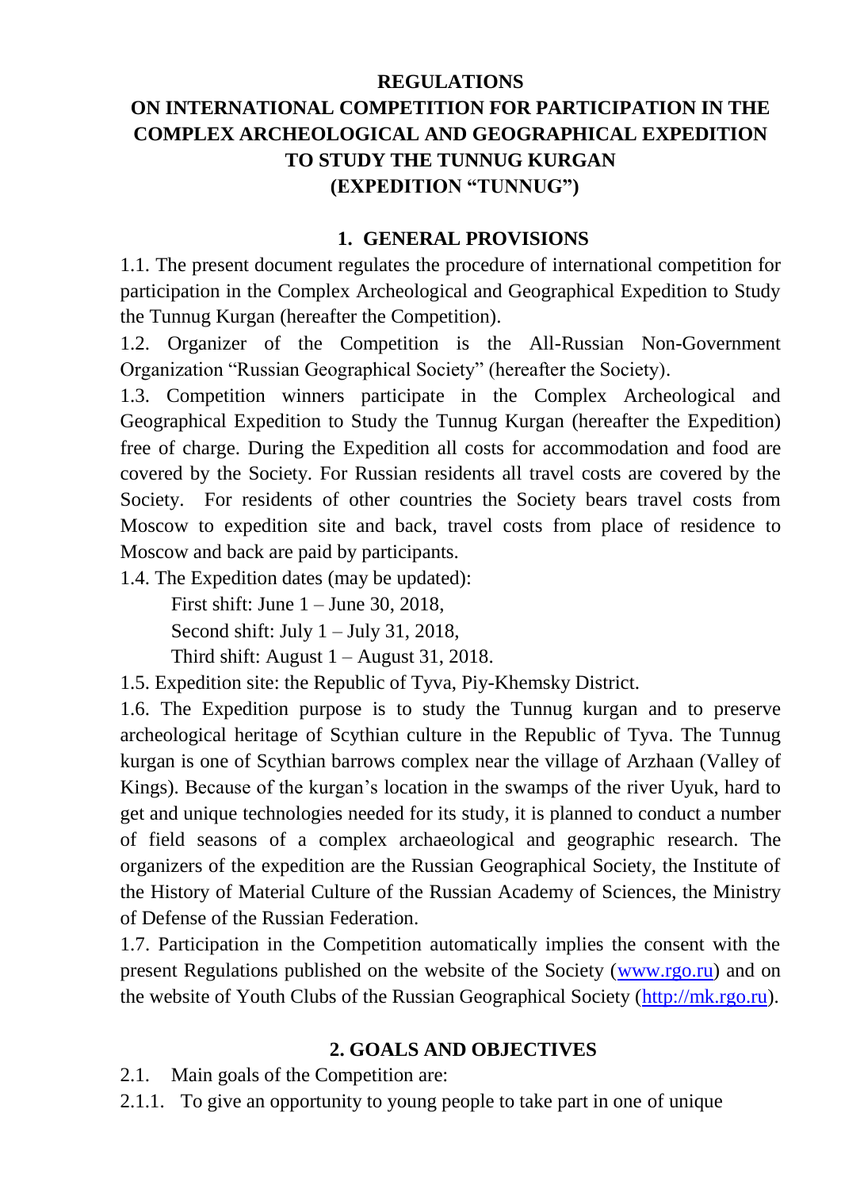# REGULATIONS
# ON INTERNATIONAL COMPETITION FOR PARTICIPATION IN THE COMPLEX ARCHEOLOGICAL AND GEOGRAPHICAL EXPEDITION TO STUDY THE TUNNUG KURGAN (EXPEDITION "TUNNUG")

## 1. GENERAL PROVISIONS

1.1. The present document regulates the procedure of international competition for participation in the Complex Archeological and Geographical Expedition to Study the Tunnug Kurgan (hereafter the Competition).

1.2. Organizer of the Competition is the All-Russian Non-Government Organization "Russian Geographical Society" (hereafter the Society).

1.3. Competition winners participate in the Complex Archeological and Geographical Expedition to Study the Tunnug Kurgan (hereafter the Expedition) free of charge. During the Expedition all costs for accommodation and food are covered by the Society. For Russian residents all travel costs are covered by the Society. For residents of other countries the Society bears travel costs from Moscow to expedition site and back, travel costs from place of residence to Moscow and back are paid by participants.

1.4. The Expedition dates (may be updated):

First shift: June 1 – June 30, 2018,

Second shift: July 1 – July 31, 2018,

Third shift: August 1 – August 31, 2018.

1.5. Expedition site: the Republic of Tyva, Piy-Khemsky District.

1.6. The Expedition purpose is to study the Tunnug kurgan and to preserve archeological heritage of Scythian culture in the Republic of Tyva. The Tunnug kurgan is one of Scythian barrows complex near the village of Arzhaan (Valley of Kings). Because of the kurgan's location in the swamps of the river Uyuk, hard to get and unique technologies needed for its study, it is planned to conduct a number of field seasons of a complex archaeological and geographic research. The organizers of the expedition are the Russian Geographical Society, the Institute of the History of Material Culture of the Russian Academy of Sciences, the Ministry of Defense of the Russian Federation.

1.7. Participation in the Competition automatically implies the consent with the present Regulations published on the website of the Society (www.rgo.ru) and on the website of Youth Clubs of the Russian Geographical Society (http://mk.rgo.ru).

## 2. GOALS AND OBJECTIVES

2.1. Main goals of the Competition are:

2.1.1. To give an opportunity to young people to take part in one of unique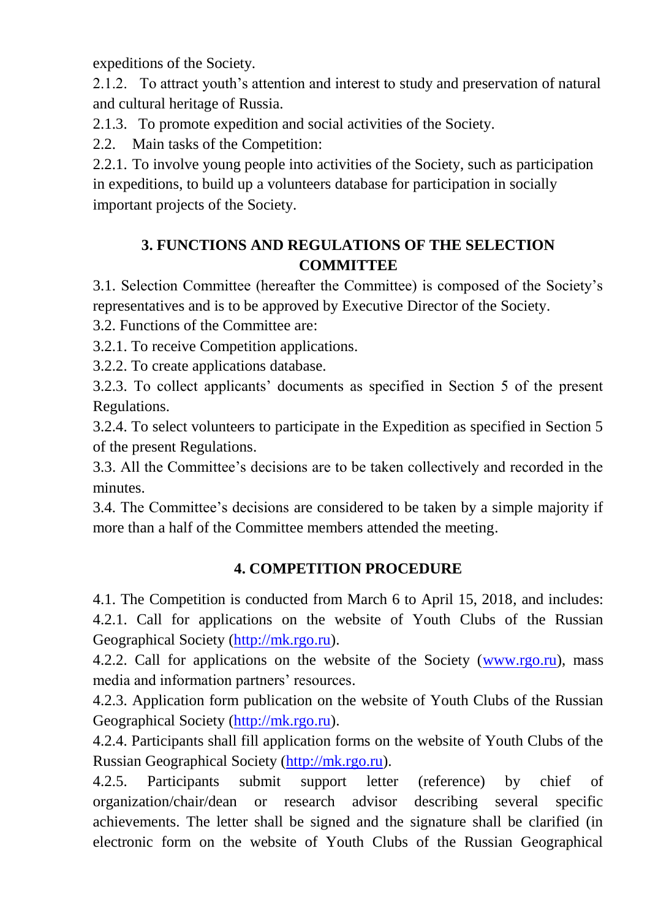expeditions of the Society.

2.1.2. To attract youth's attention and interest to study and preservation of natural and cultural heritage of Russia.

2.1.3. To promote expedition and social activities of the Society.

2.2. Main tasks of the Competition:

2.2.1. To involve young people into activities of the Society, such as participation in expeditions, to build up a volunteers database for participation in socially important projects of the Society.

## 3. FUNCTIONS AND REGULATIONS OF THE SELECTION COMMITTEE

3.1. Selection Committee (hereafter the Committee) is composed of the Society's representatives and is to be approved by Executive Director of the Society.

3.2. Functions of the Committee are:

3.2.1. To receive Competition applications.

3.2.2. To create applications database.

3.2.3. To collect applicants' documents as specified in Section 5 of the present Regulations.

3.2.4. To select volunteers to participate in the Expedition as specified in Section 5 of the present Regulations.

3.3. All the Committee's decisions are to be taken collectively and recorded in the minutes.

3.4. The Committee's decisions are considered to be taken by a simple majority if more than a half of the Committee members attended the meeting.

## 4. COMPETITION PROCEDURE

4.1. The Competition is conducted from March 6 to April 15, 2018, and includes:

4.2.1. Call for applications on the website of Youth Clubs of the Russian Geographical Society (http://mk.rgo.ru).

4.2.2. Call for applications on the website of the Society (www.rgo.ru), mass media and information partners' resources.

4.2.3. Application form publication on the website of Youth Clubs of the Russian Geographical Society (http://mk.rgo.ru).

4.2.4. Participants shall fill application forms on the website of Youth Clubs of the Russian Geographical Society (http://mk.rgo.ru).

4.2.5. Participants submit support letter (reference) by chief of organization/chair/dean or research advisor describing several specific achievements. The letter shall be signed and the signature shall be clarified (in electronic form on the website of Youth Clubs of the Russian Geographical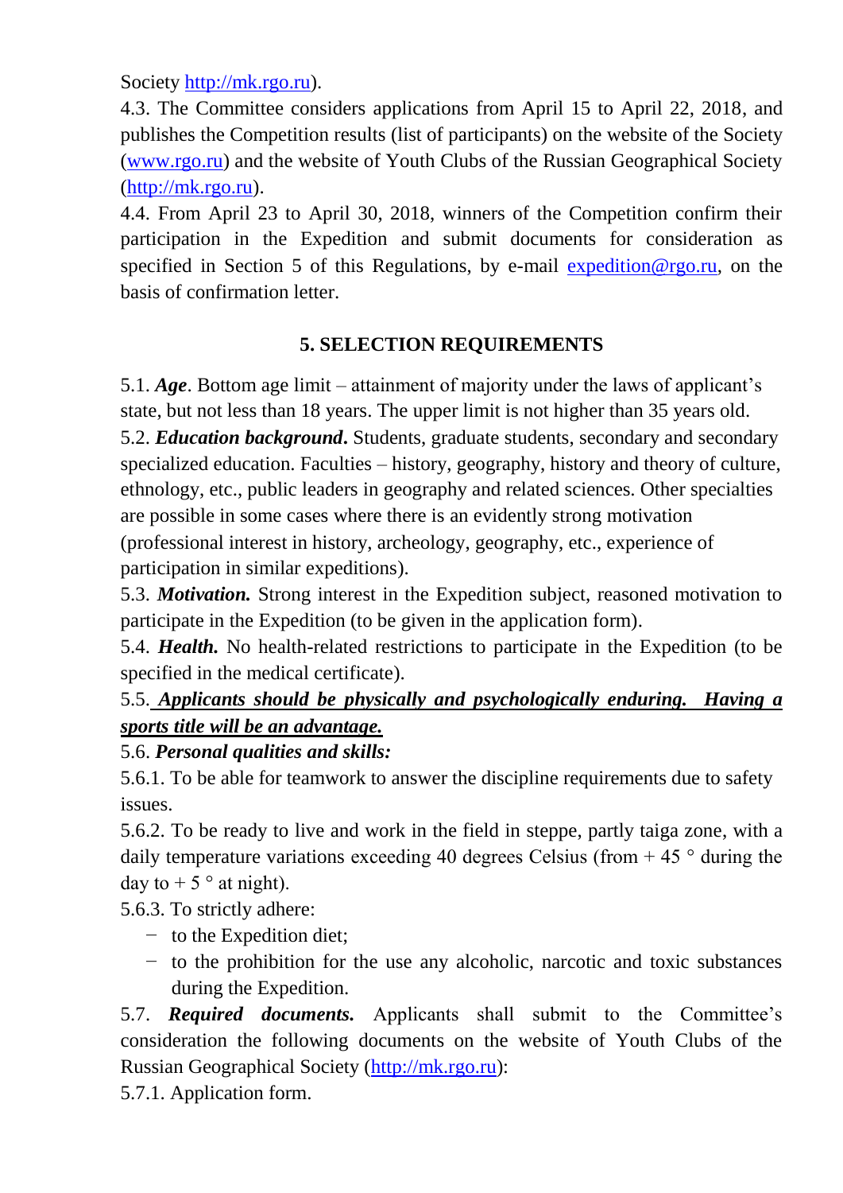Society http://mk.rgo.ru).

4.3. The Committee considers applications from April 15 to April 22, 2018, and publishes the Competition results (list of participants) on the website of the Society (www.rgo.ru) and the website of Youth Clubs of the Russian Geographical Society (http://mk.rgo.ru).

4.4. From April 23 to April 30, 2018, winners of the Competition confirm their participation in the Expedition and submit documents for consideration as specified in Section 5 of this Regulations, by e-mail expedition@rgo.ru, on the basis of confirmation letter.

## 5. SELECTION REQUIREMENTS

5.1. ***Age***. Bottom age limit – attainment of majority under the laws of applicant's state, but not less than 18 years. The upper limit is not higher than 35 years old.

5.2. ***Education background***. Students, graduate students, secondary and secondary specialized education. Faculties – history, geography, history and theory of culture, ethnology, etc., public leaders in geography and related sciences. Other specialties are possible in some cases where there is an evidently strong motivation (professional interest in history, archeology, geography, etc., experience of participation in similar expeditions).

5.3. ***Motivation.*** Strong interest in the Expedition subject, reasoned motivation to participate in the Expedition (to be given in the application form).

5.4. ***Health.*** No health-related restrictions to participate in the Expedition (to be specified in the medical certificate).

5.5. ***Applicants should be physically and psychologically enduring. Having a sports title will be an advantage.***

5.6. ***Personal qualities and skills:***

5.6.1. To be able for teamwork to answer the discipline requirements due to safety issues.

5.6.2. To be ready to live and work in the field in steppe, partly taiga zone, with a daily temperature variations exceeding 40 degrees Celsius (from + 45 ° during the day to + 5 ° at night).

5.6.3. To strictly adhere:

- to the Expedition diet;
- to the prohibition for the use any alcoholic, narcotic and toxic substances during the Expedition.

5.7. ***Required documents.*** Applicants shall submit to the Committee's consideration the following documents on the website of Youth Clubs of the Russian Geographical Society (http://mk.rgo.ru):

5.7.1. Application form.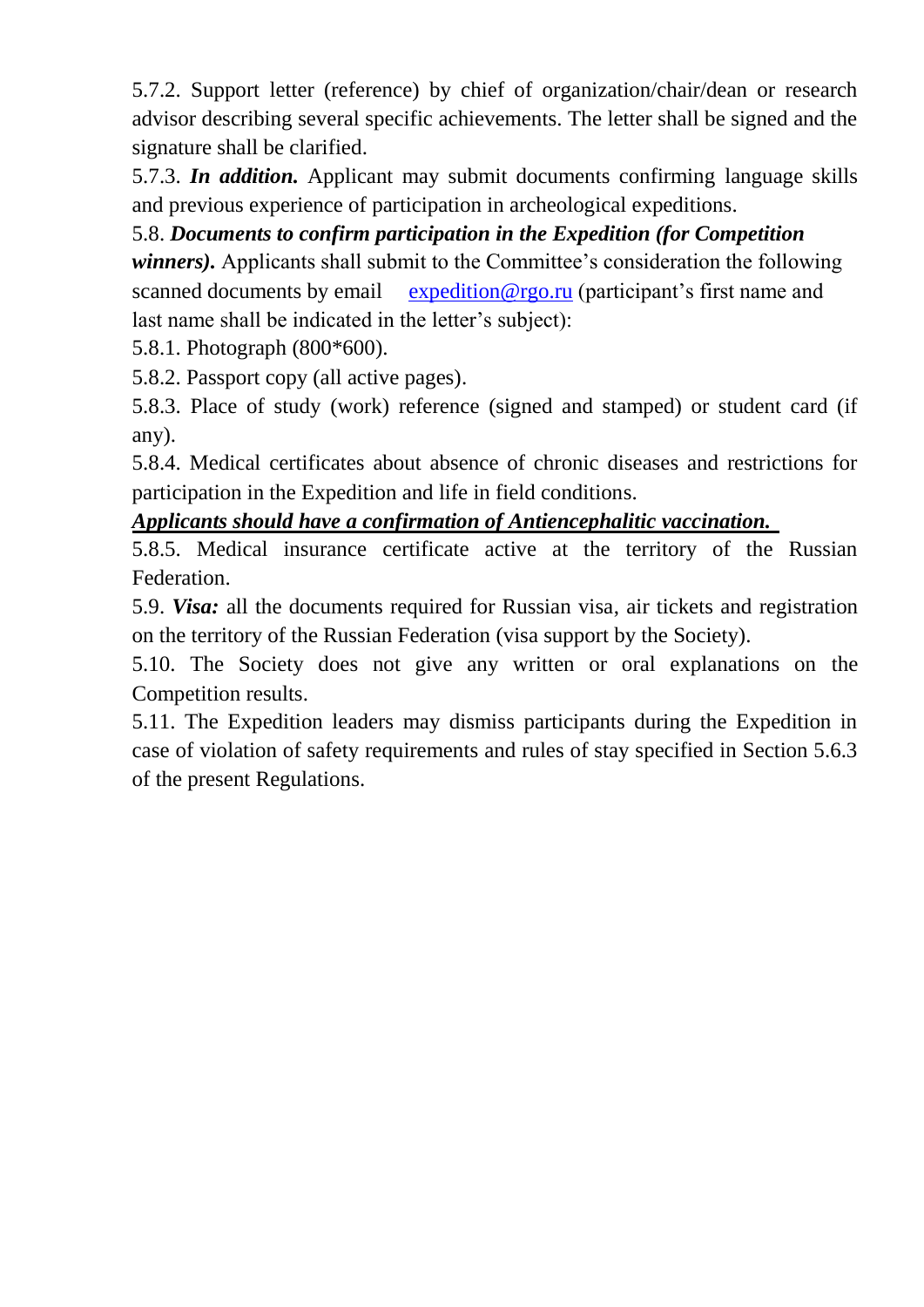5.7.2. Support letter (reference) by chief of organization/chair/dean or research advisor describing several specific achievements. The letter shall be signed and the signature shall be clarified.

5.7.3. ***In addition.*** Applicant may submit documents confirming language skills and previous experience of participation in archeological expeditions.

5.8. ***Documents to confirm participation in the Expedition (for Competition winners).*** Applicants shall submit to the Committee's consideration the following scanned documents by email expedition@rgo.ru (participant's first name and last name shall be indicated in the letter's subject):

5.8.1. Photograph (800*600).

5.8.2. Passport copy (all active pages).

5.8.3. Place of study (work) reference (signed and stamped) or student card (if any).

5.8.4. Medical certificates about absence of chronic diseases and restrictions for participation in the Expedition and life in field conditions.

***<u>Applicants should have a confirmation of Antiencephalitic vaccination.</u>***

5.8.5. Medical insurance certificate active at the territory of the Russian Federation.

5.9. ***Visa:*** all the documents required for Russian visa, air tickets and registration on the territory of the Russian Federation (visa support by the Society).

5.10. The Society does not give any written or oral explanations on the Competition results.

5.11. The Expedition leaders may dismiss participants during the Expedition in case of violation of safety requirements and rules of stay specified in Section 5.6.3 of the present Regulations.